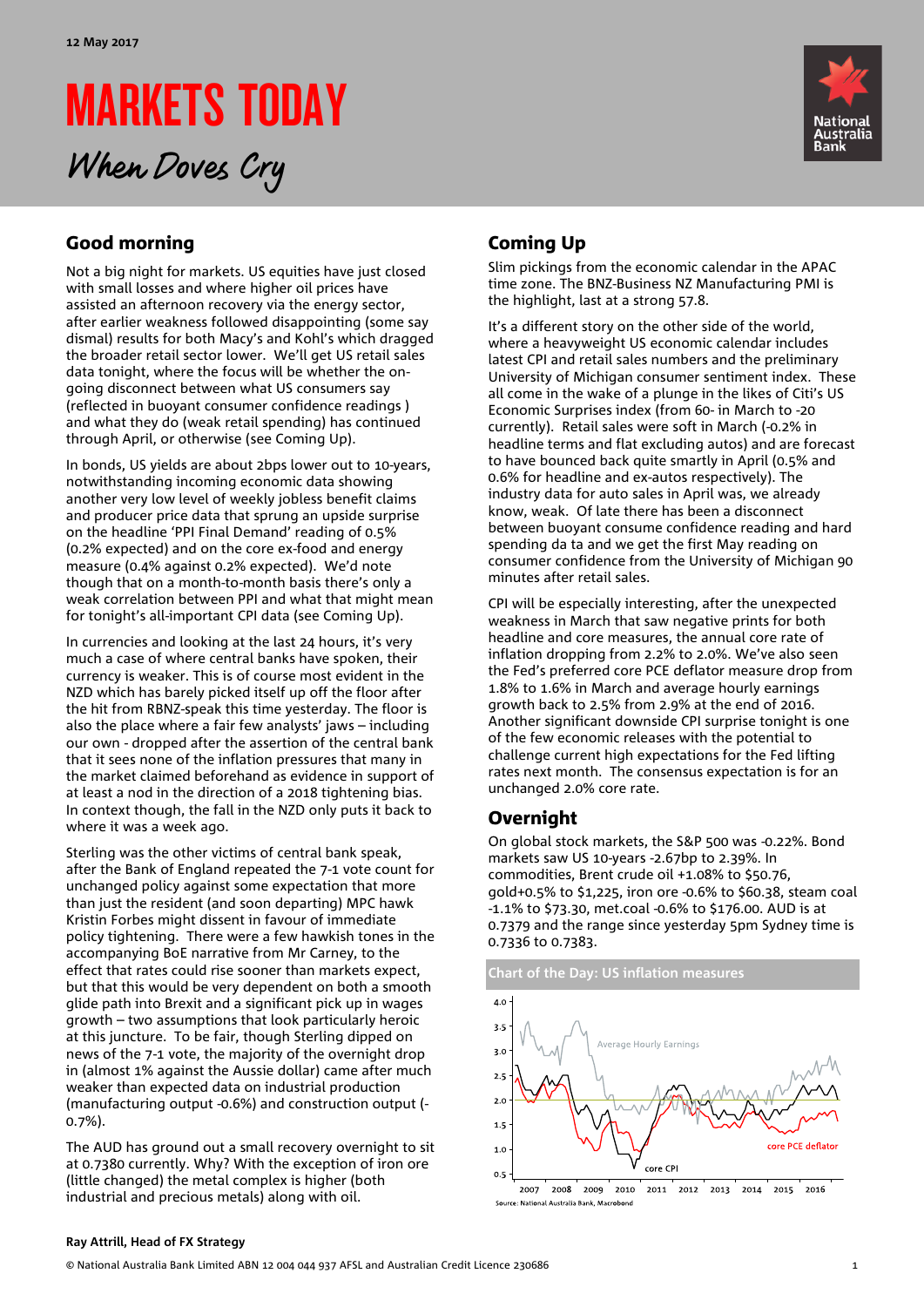12 May 2017

# MARKETS TODAY

*When Doves Cry*

## Good morning

Not a big night for markets. US equities have just closed with small losses and where higher oil prices have assisted an afternoon recovery via the energy sector, after earlier weakness followed disappointing (some say dismal) results for both Macy's and Kohl's which dragged the broader retail sector lower. We'll get US retail sales data tonight, where the focus will be whether the on-going disconnect between what US consumers say (reflected in buoyant consumer confidence readings ) and what they do (weak retail spending) has continued through April, or otherwise (see Coming Up).

In bonds, US yields are about 2bps lower out to 10-years, notwithstanding incoming economic data showing another very low level of weekly jobless benefit claims and producer price data that sprung an upside surprise on the headline 'PPI Final Demand' reading of 0.5% (0.2% expected) and on the core ex-food and energy measure (0.4% against 0.2% expected). We'd note though that on a month-to-month basis there's only a weak correlation between PPI and what that might mean for tonight's all-important CPI data (see Coming Up).

In currencies and looking at the last 24 hours, it's very much a case of where central banks have spoken, their currency is weaker. This is of course most evident in the NZD which has barely picked itself up off the floor after the hit from RBNZ-speak this time yesterday. The floor is also the place where a fair few analysts' jaws – including our own - dropped after the assertion of the central bank that it sees none of the inflation pressures that many in the market claimed beforehand as evidence in support of at least a nod in the direction of a 2018 tightening bias. In context though, the fall in the NZD only puts it back to where it was a week ago.

Sterling was the other victims of central bank speak, after the Bank of England repeated the 7-1 vote count for unchanged policy against some expectation that more than just the resident (and soon departing) MPC hawk Kristin Forbes might dissent in favour of immediate policy tightening. There were a few hawkish tones in the accompanying BoE narrative from Mr Carney, to the effect that rates could rise sooner than markets expect, but that this would be very dependent on both a smooth glide path into Brexit and a significant pick up in wages growth – two assumptions that look particularly heroic at this juncture. To be fair, though Sterling dipped on news of the 7-1 vote, the majority of the overnight drop in (almost 1% against the Aussie dollar) came after much weaker than expected data on industrial production (manufacturing output -0.7%) and construction output (-0.7%).

The AUD has ground out a small recovery overnight to sit at 0.7380 currently. Why? With the exception of iron ore (little changed) the metal complex is higher (both industrial and precious metals) along with oil.

## Coming Up

Slim pickings from the economic calendar in the APAC time zone. The BNZ-Business NZ Manufacturing PMI is the highlight, last at a strong 57.8.

It's a different story on the other side of the world, where a heavyweight US economic calendar includes latest CPI and retail sales numbers and the preliminary University of Michigan consumer sentiment index. These all come in the wake of a plunge in the likes of Citi's US Economic Surprises index (from 60- in March to -20 currently). Retail sales were soft in March (-0.2% in headline terms and flat excluding autos) and are forecast to have bounced back quite smartly in April (0.5% and 0.6% for headline and ex-autos respectively). The industry data for auto sales in April was, we already know, weak. Of late there has been a disconnect between buoyant consume confidence reading and hard spending da ta and we get the first May reading on consumer confidence from the University of Michigan 90 minutes after retail sales.

CPI will be especially interesting, after the unexpected weakness in March that saw negative prints for both headline and core measures, the annual core rate of inflation dropping from 2.2% to 2.0%. We've also seen the Fed's preferred core PCE deflator measure drop from 1.8% to 1.6% in March and average hourly earnings growth back to 2.5% from 2.9% at the end of 2016. Another significant downside CPI surprise tonight is one of the few economic releases with the potential to challenge current high expectations for the Fed lifting rates next month. The consensus expectation is for an unchanged 2.0% core rate.

## Overnight

On global stock markets, the S&P 500 was -0.22%. Bond markets saw US 10-years -2.67bp to 2.39%. In commodities, Brent crude oil +1.08% to $50.76, gold+0.5% to $1,225, iron ore -0.6% to $60.38, steam coal -1.1% to $73.30, met.coal -0.6% to $176.00. AUD is at 0.7379 and the range since yesterday 5pm Sydney time is 0.7336 to 0.7383.

**Chart of the Day: US inflation measures**

Source: National Australia Bank, Macrobond

**Ray Attrill, Head of FX Strategy**

© National Australia Bank Limited ABN 12 004 044 937 AFSL and Australian Credit Licence 230686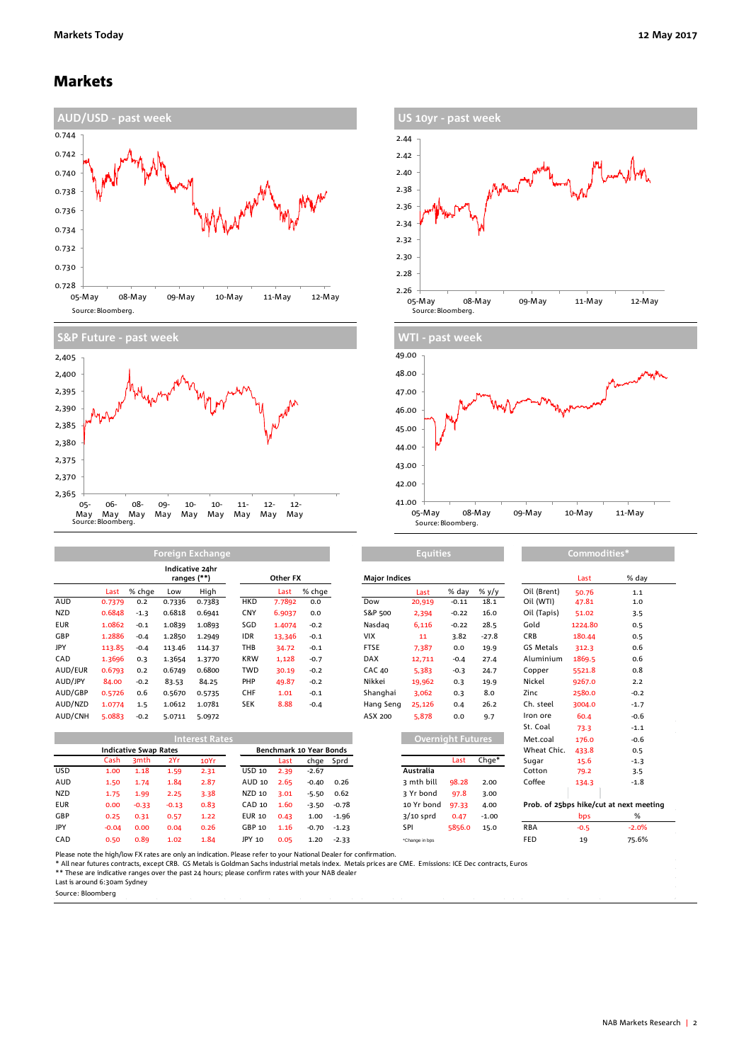# Markets

## AUD/USD - past week

Source: Bloomberg.

## US 10yr - past week

Source: Bloomberg.

## S&P Future - past week

Source: Bloomberg.

## WTI - past week

Source: Bloomberg.

## Foreign Exchange

| | | | Indicative 24hr ranges (**) | | | Other FX | |
|---|---|---|---|---|---|---|---|
| | Last | % chge | Low | High | | Last | % chge |
| AUD | 0.7379 | 0.2 | 0.7336 | 0.7383 | HKD | 7.7892 | 0.0 |
| NZD | 0.6848 | -1.3 | 0.6818 | 0.6941 | CNY | 6.9037 | 0.0 |
| EUR | 1.0862 | -0.1 | 1.0839 | 1.0893 | SGD | 1.4074 | -0.2 |
| GBP | 1.2886 | -0.4 | 1.2850 | 1.2949 | IDR | 13,346 | -0.1 |
| JPY | 113.85 | -0.4 | 113.46 | 114.37 | THB | 34.72 | -0.1 |
| CAD | 1.3696 | 0.3 | 1.3654 | 1.3770 | KRW | 1,128 | -0.7 |
| AUD/EUR | 0.6793 | 0.2 | 0.6749 | 0.6800 | TWD | 30.19 | -0.2 |
| AUD/JPY | 84.00 | -0.2 | 83.53 | 84.25 | PHP | 49.87 | -0.2 |
| AUD/GBP | 0.5726 | 0.6 | 0.5670 | 0.5735 | CHF | 1.01 | -0.1 |
| AUD/NZD | 1.0774 | 1.5 | 1.0612 | 1.0781 | SEK | 8.88 | -0.4 |
| AUD/CNH | 5.0883 | -0.2 | 5.0711 | 5.0972 | | | |

## Equities

| Major Indices | Last | % day | % y/y |
|---|---|---|---|
| Dow | 20,919 | -0.11 | 18.1 |
| S&P 500 | 2,394 | -0.22 | 16.0 |
| Nasdaq | 6,116 | -0.22 | 28.5 |
| VIX | 11 | 3.82 | -27.8 |
| FTSE | 7,387 | 0.0 | 19.9 |
| DAX | 12,711 | -0.4 | 27.4 |
| CAC 40 | 5,383 | -0.3 | 24.7 |
| Nikkei | 19,962 | 0.3 | 19.9 |
| Shanghai | 3,062 | 0.3 | 8.0 |
| Hang Seng | 25,126 | 0.4 | 26.2 |
| ASX 200 | 5,878 | 0.0 | 9.7 |

## Commodities*

| | Last | % day |
|---|---|---|
| Oil (Brent) | 50.76 | 1.1 |
| Oil (WTI) | 47.81 | 1.0 |
| Oil (Tapis) | 51.02 | 3.5 |
| Gold | 1224.80 | 0.5 |
| CRB | 180.44 | 0.5 |
| GS Metals | 312.3 | 0.6 |
| Aluminium | 1869.5 | 0.6 |
| Copper | 5521.8 | 0.8 |
| Nickel | 9267.0 | 2.2 |
| Zinc | 2580.0 | -0.2 |
| Ch. steel | 3004.0 | -1.7 |
| Iron ore | 60.4 | -0.6 |
| St. Coal | 73.3 | -1.1 |
| Met.coal | 176.0 | -0.6 |
| Wheat Chic. | 433.8 | 0.5 |
| Sugar | 15.6 | -1.3 |
| Cotton | 79.2 | 3.5 |
| Coffee | 134.3 | -1.8 |

## Interest Rates

| Indicative Swap Rates | | | | | Benchmark 10 Year Bonds | | | |
|---|---|---|---|---|---|---|---|---|
| | Cash | 3mth | 2Yr | 10Yr | | Last | chge | Sprd |
| USD | 1.00 | 1.18 | 1.59 | 2.31 | USD 10 | 2.39 | -2.67 | |
| AUD | 1.50 | 1.74 | 1.84 | 2.87 | AUD 10 | 2.65 | -0.40 | 0.26 |
| NZD | 1.75 | 1.99 | 2.25 | 3.38 | NZD 10 | 3.01 | -5.50 | 0.62 |
| EUR | 0.00 | -0.33 | -0.13 | 0.83 | CAD 10 | 1.60 | -3.50 | -0.78 |
| GBP | 0.25 | 0.31 | 0.57 | 1.22 | EUR 10 | 0.43 | 1.00 | -1.96 |
| JPY | -0.04 | 0.00 | 0.04 | 0.26 | GBP 10 | 1.16 | -0.70 | -1.23 |
| CAD | 0.50 | 0.89 | 1.02 | 1.84 | JPY 10 | 0.05 | 1.20 | -2.33 |

## Overnight Futures

| | Last | Chge* |
|---|---|---|
| **Australia** | | |
| 3 mth bill | 98.28 | 2.00 |
| 3 Yr bond | 97.8 | 3.00 |
| 10 Yr bond | 97.33 | 4.00 |
| 3/10 sprd | 0.47 | -1.00 |
| SPI | 5856.0 | 15.0 |

*Change in bps

## Prob. of 25bps hike/cut at next meeting

| | bps | % |
|---|---|---|
| RBA | -0.5 | -2.0% |
| FED | 19 | 75.6% |

Please note the high/low FX rates are only an indication. Please refer to your National Dealer for confirmation.
* All near futures contracts, except CRB. GS Metals is Goldman Sachs industrial metals index. Metals prices are CME. Emissions: ICE Dec contracts, Euros
** These are indicative ranges over the past 24 hours; please confirm rates with your NAB dealer
Last is around 6:30am Sydney
Source: Bloomberg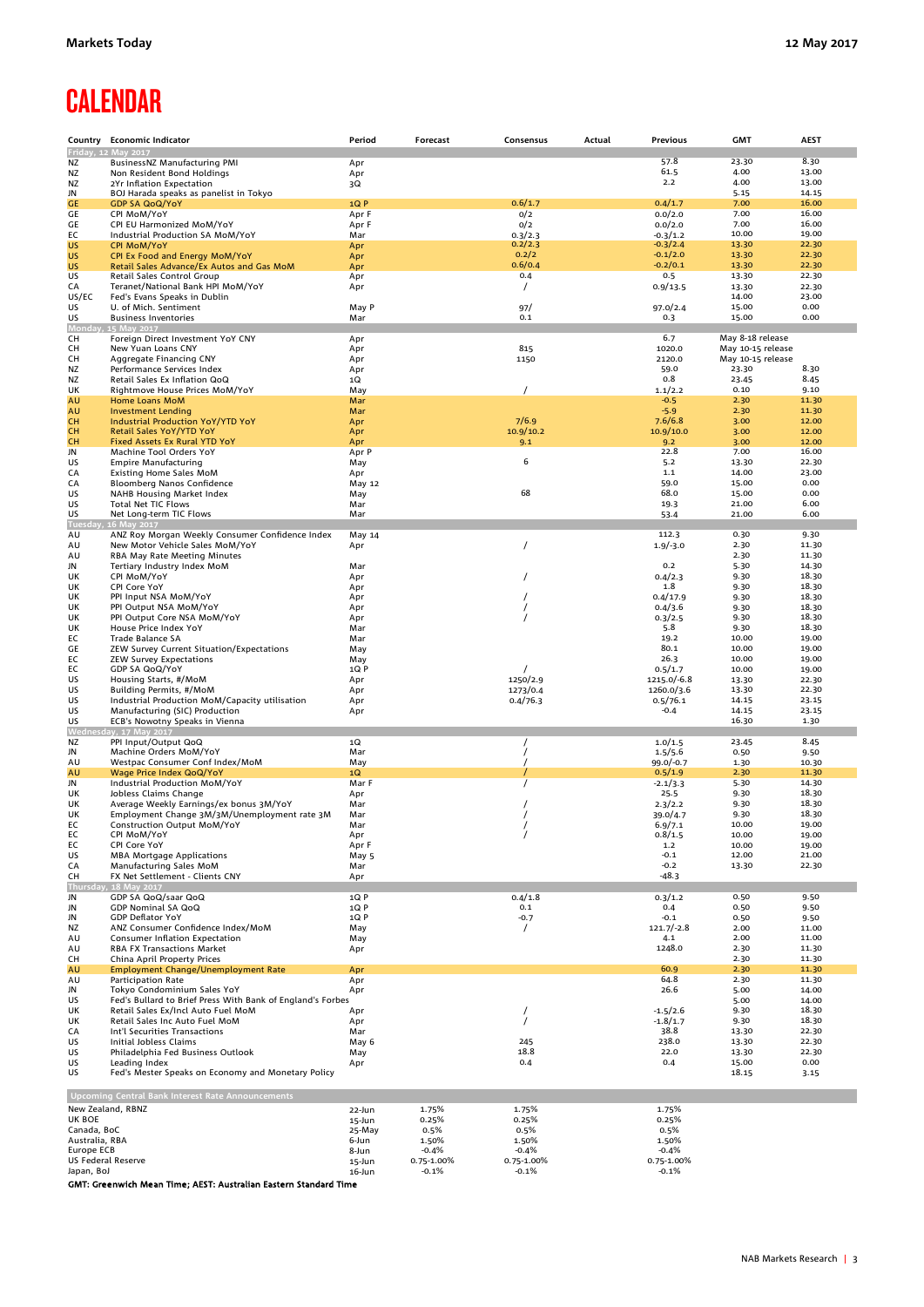# CALENDAR

| Country | Economic Indicator | Period | Forecast | Consensus | Actual | Previous | GMT | AEST |
|---|---|---|---|---|---|---|---|---|
| **Friday, 12 May 2017** | | | | | | | | |
| NZ | BusinessNZ Manufacturing PMI | Apr | | | | 57.8 | 23.30 | 8.30 |
| NZ | Non Resident Bond Holdings | Apr | | | | 61.5 | 4.00 | 13.00 |
| NZ | 2Yr Inflation Expectation | 3Q | | | | 2.2 | 4.00 | 13.00 |
| JN | BOJ Harada speaks as panelist in Tokyo | | | | | | 5.15 | 14.15 |
| GE | GDP SA QoQ/YoY | 1Q P | | 0.6/1.7 | | 0.4/1.7 | 7.00 | 16.00 |
| GE | CPI MoM/YoY | Apr F | | 0/2 | | 0.0/2.0 | 7.00 | 16.00 |
| GE | CPI EU Harmonized MoM/YoY | Apr F | | 0/2 | | 0.0/2.0 | 7.00 | 16.00 |
| EC | Industrial Production SA MoM/YoY | Mar | | 0.3/2.3 | | -0.3/1.2 | 10.00 | 19.00 |
| US | CPI MoM/YoY | Apr | | 0.2/2.3 | | -0.3/2.4 | 13.30 | 22.30 |
| US | CPI Ex Food and Energy MoM/YoY | Apr | | 0.2/2 | | -0.1/2.0 | 13.30 | 22.30 |
| US | Retail Sales Advance/Ex Autos and Gas MoM | Apr | | 0.6/0.4 | | -0.2/0.1 | 13.30 | 22.30 |
| US | Retail Sales Control Group | Apr | | 0.4 | | 0.5 | 13.30 | 22.30 |
| CA | Teranet/National Bank HPI MoM/YoY | Apr | | / | | 0.9/13.5 | 13.30 | 22.30 |
| US/EC | Fed's Evans Speaks in Dublin | | | | | | 14.00 | 23.00 |
| US | U. of Mich. Sentiment | May P | | 97/ | | 97.0/2.4 | 15.00 | 0.00 |
| US | Business Inventories | Mar | | 0.1 | | 0.3 | 15.00 | 0.00 |
| **Monday, 15 May 2017** | | | | | | | | |
| CH | Foreign Direct Investment YoY CNY | Apr | | | | 6.7 | May 8-18 release | |
| CH | New Yuan Loans CNY | Apr | | 815 | | 1020.0 | May 10-15 release | |
| CH | Aggregate Financing CNY | Apr | | 1150 | | 2120.0 | May 10-15 release | |
| NZ | Performance Services Index | Apr | | | | 59.0 | 23.30 | 8.30 |
| NZ | Retail Sales Ex Inflation QoQ | 1Q | | | | 0.8 | 23.45 | 8.45 |
| UK | Rightmove House Prices MoM/YoY | May | | / | | 1.1/2.2 | 0.10 | 9.10 |
| AU | Home Loans MoM | Mar | | | | -0.5 | 2.30 | 11.30 |
| AU | Investment Lending | Mar | | | | -5.9 | 2.30 | 11.30 |
| CH | Industrial Production YoY/YTD YoY | Apr | | 7/6.9 | | 7.6/6.8 | 3.00 | 12.00 |
| CH | Retail Sales YoY/YTD YoY | Apr | | 10.9/10.2 | | 10.9/10.0 | 3.00 | 12.00 |
| CH | Fixed Assets Ex Rural YTD YoY | Apr | | 9.1 | | 9.2 | 3.00 | 12.00 |
| JN | Machine Tool Orders YoY | Apr P | | | | 22.8 | 7.00 | 16.00 |
| US | Empire Manufacturing | May | | 6 | | 5.2 | 13.30 | 22.30 |
| CA | Existing Home Sales MoM | Apr | | | | 1.1 | 14.00 | 23.00 |
| CA | Bloomberg Nanos Confidence | May 12 | | | | 59.0 | 15.00 | 0.00 |
| US | NAHB Housing Market Index | May | | 68 | | 68.0 | 15.00 | 0.00 |
| US | Total Net TIC Flows | Mar | | | | 19.3 | 21.00 | 6.00 |
| US | Net Long-term TIC Flows | Mar | | | | 53.4 | 21.00 | 6.00 |
| **Tuesday, 16 May 2017** | | | | | | | | |
| AU | ANZ Roy Morgan Weekly Consumer Confidence Index | May 14 | | | | 112.3 | 0.30 | 9.30 |
| AU | New Motor Vehicle Sales MoM/YoY | Apr | | / | | 1.9/-3.0 | 2.30 | 11.30 |
| AU | RBA May Rate Meeting Minutes | | | | | | 2.30 | 11.30 |
| JN | Tertiary Industry Index MoM | Mar | | | | 0.2 | 5.30 | 14.30 |
| UK | CPI MoM/YoY | Apr | | / | | 0.4/2.3 | 9.30 | 18.30 |
| UK | CPI Core YoY | Apr | | | | 1.8 | 9.30 | 18.30 |
| UK | PPI Input NSA MoM/YoY | Apr | | / | | 0.4/17.9 | 9.30 | 18.30 |
| UK | PPI Output NSA MoM/YoY | Apr | | / | | 0.4/3.6 | 9.30 | 18.30 |
| UK | PPI Output Core NSA MoM/YoY | Apr | | / | | 0.3/2.5 | 9.30 | 18.30 |
| UK | House Price Index YoY | Mar | | | | 5.8 | 9.30 | 18.30 |
| EC | Trade Balance SA | Mar | | | | 19.2 | 10.00 | 19.00 |
| GE | ZEW Survey Current Situation/Expectations | May | | | | 80.1 | 10.00 | 19.00 |
| EC | ZEW Survey Expectations | May | | | | 26.3 | 10.00 | 19.00 |
| EC | GDP SA QoQ/YoY | 1Q P | | / | | 0.5/1.7 | 10.00 | 19.00 |
| US | Housing Starts, #/MoM | Apr | | 1250/2.9 | | 1215.0/-6.8 | 13.30 | 22.30 |
| US | Building Permits, #/MoM | Apr | | 1273/0.4 | | 1260.0/3.6 | 13.30 | 22.30 |
| US | Industrial Production MoM/Capacity utilisation | Apr | | 0.4/76.3 | | 0.5/76.1 | 14.15 | 23.15 |
| US | Manufacturing (SIC) Production | Apr | | | | -0.4 | 14.15 | 23.15 |
| US | ECB's Nowotny Speaks in Vienna | | | | | | 16.30 | 1.30 |
| **Wednesday, 17 May 2017** | | | | | | | | |
| NZ | PPI Input/Output QoQ | 1Q | | / | | 1.0/1.5 | 23.45 | 8.45 |
| JN | Machine Orders MoM/YoY | Mar | | / | | 1.5/5.6 | 0.50 | 9.50 |
| AU | Westpac Consumer Conf Index/MoM | May | | / | | 99.0/-0.7 | 1.30 | 10.30 |
| AU | Wage Price Index QoQ/YoY | 1Q | | / | | 0.5/1.9 | 2.30 | 11.30 |
| JN | Industrial Production MoM/YoY | Mar F | | / | | -2.1/3.3 | 5.30 | 14.30 |
| UK | Jobless Claims Change | Apr | | | | 25.5 | 9.30 | 18.30 |
| UK | Average Weekly Earnings/ex bonus 3M/YoY | Mar | | / | | 2.3/2.2 | 9.30 | 18.30 |
| UK | Employment Change 3M/3M/Unemployment rate 3M | Mar | | / | | 39.0/4.7 | 9.30 | 18.30 |
| EC | Construction Output MoM/YoY | Mar | | / | | 6.9/7.1 | 10.00 | 19.00 |
| EC | CPI MoM/YoY | Apr | | / | | 0.8/1.5 | 10.00 | 19.00 |
| EC | CPI Core YoY | Apr F | | | | 1.2 | 10.00 | 19.00 |
| US | MBA Mortgage Applications | May 5 | | | | -0.1 | 12.00 | 21.00 |
| CA | Manufacturing Sales MoM | Mar | | | | -0.2 | 13.30 | 22.30 |
| CH | FX Net Settlement - Clients CNY | Apr | | | | -48.3 | | |
| **Thursday, 18 May 2017** | | | | | | | | |
| JN | GDP SA QoQ/saar QoQ | 1Q P | | 0.4/1.8 | | 0.3/1.2 | 0.50 | 9.50 |
| JN | GDP Nominal SA QoQ | 1Q P | | 0.1 | | 0.4 | 0.50 | 9.50 |
| JN | GDP Deflator YoY | 1Q P | | -0.7 | | -0.1 | 0.50 | 9.50 |
| NZ | ANZ Consumer Confidence Index/MoM | May | | / | | 121.7/-2.8 | 2.00 | 11.00 |
| AU | Consumer Inflation Expectation | May | | | | 4.1 | 2.00 | 11.00 |
| AU | RBA FX Transactions Market | Apr | | | | 1248.0 | 2.30 | 11.30 |
| CH | China April Property Prices | | | | | | 2.30 | 11.30 |
| AU | Employment Change/Unemployment Rate | Apr | | | | 60.9 | 2.30 | 11.30 |
| AU | Participation Rate | Apr | | | | 64.8 | 2.30 | 11.30 |
| JN | Tokyo Condominium Sales YoY | Apr | | | | 26.6 | 5.00 | 14.00 |
| US | Fed's Bullard to Brief Press With Bank of England's Forbes | | | | | | 5.00 | 14.00 |
| UK | Retail Sales Ex/Incl Auto Fuel MoM | Apr | | / | | -1.5/2.6 | 9.30 | 18.30 |
| UK | Retail Sales Inc Auto Fuel MoM | Apr | | / | | -1.8/1.7 | 9.30 | 18.30 |
| CA | Int'l Securities Transactions | Mar | | | | 38.8 | 13.30 | 22.30 |
| US | Initial Jobless Claims | May 6 | | 245 | | 238.0 | 13.30 | 22.30 |
| US | Philadelphia Fed Business Outlook | May | | 18.8 | | 22.0 | 13.30 | 22.30 |
| US | Leading Index | Apr | | 0.4 | | 0.4 | 15.00 | 0.00 |
| US | Fed's Mester Speaks on Economy and Monetary Policy | | | | | | 18.15 | 3.15 |

| Upcoming Central Bank Interest Rate Announcements | | Forecast | Consensus | Previous |
|---|---|---|---|---|
| New Zealand, RBNZ | 22-Jun | 1.75% | 1.75% | 1.75% |
| UK BOE | 15-Jun | 0.25% | 0.25% | 0.25% |
| Canada, BoC | 25-May | 0.5% | 0.5% | 0.5% |
| Australia, RBA | 6-Jun | 1.50% | 1.50% | 1.50% |
| Europe ECB | 8-Jun | -0.4% | -0.4% | -0.4% |
| US Federal Reserve | 15-Jun | 0.75-1.00% | 0.75-1.00% | 0.75-1.00% |
| Japan, BoJ | 16-Jun | -0.1% | -0.1% | -0.1% |

**GMT: Greenwich Mean Time; AEST: Australian Eastern Standard Time**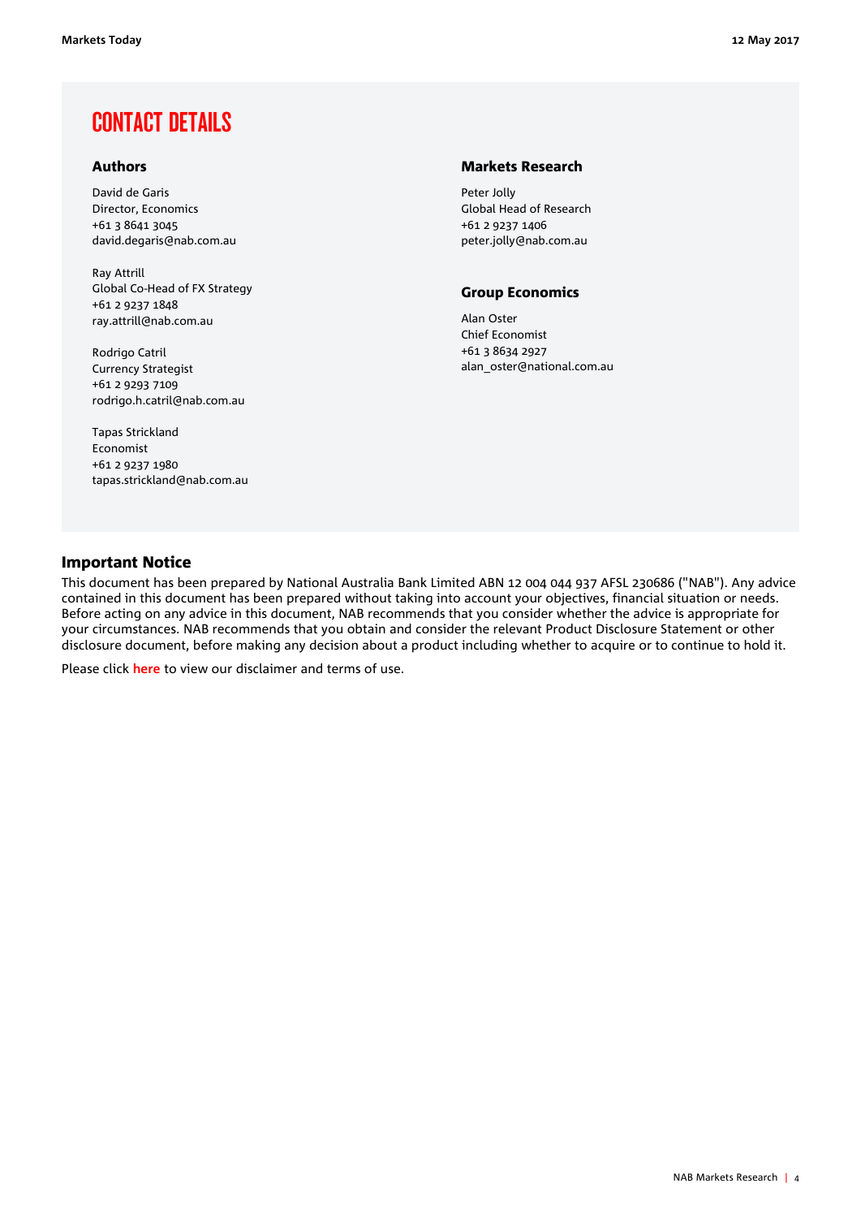# CONTACT DETAILS

## Authors

David de Garis
Director, Economics
+61 3 8641 3045
david.degaris@nab.com.au

Ray Attrill
Global Co-Head of FX Strategy
+61 2 9237 1848
ray.attrill@nab.com.au

Rodrigo Catril
Currency Strategist
+61 2 9293 7109
rodrigo.h.catril@nab.com.au

Tapas Strickland
Economist
+61 2 9237 1980
tapas.strickland@nab.com.au

## Markets Research

Peter Jolly
Global Head of Research
+61 2 9237 1406
peter.jolly@nab.com.au

## Group Economics

Alan Oster
Chief Economist
+61 3 8634 2927
alan_oster@national.com.au

## Important Notice

This document has been prepared by National Australia Bank Limited ABN 12 004 044 937 AFSL 230686 ("NAB"). Any advice contained in this document has been prepared without taking into account your objectives, financial situation or needs. Before acting on any advice in this document, NAB recommends that you consider whether the advice is appropriate for your circumstances. NAB recommends that you obtain and consider the relevant Product Disclosure Statement or other disclosure document, before making any decision about a product including whether to acquire or to continue to hold it.

Please click **here** to view our disclaimer and terms of use.